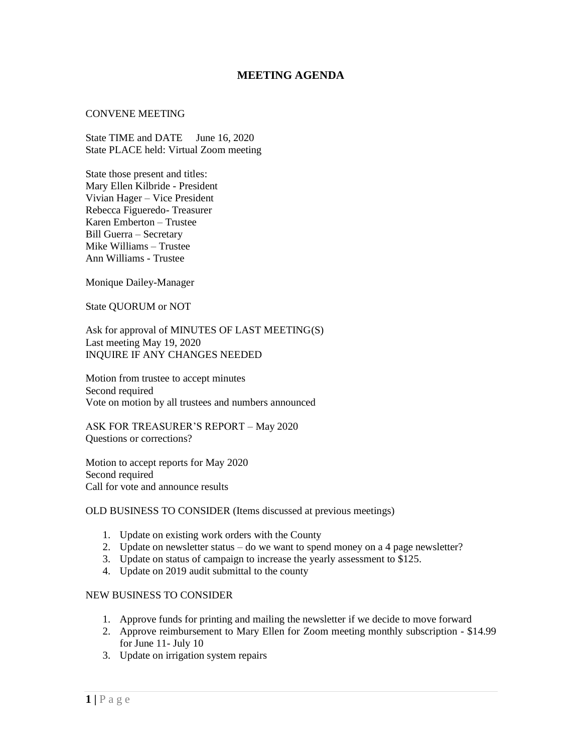# MEETING AGENDA

CONVENE MEETING

State TIME and DATE    June 16, 2020
State PLACE held: Virtual Zoom meeting

State those present and titles:
Mary Ellen Kilbride - President
Vivian Hager – Vice President
Rebecca Figueredo- Treasurer
Karen Emberton – Trustee
Bill Guerra – Secretary
Mike Williams – Trustee
Ann Williams - Trustee

Monique Dailey-Manager

State QUORUM or NOT

Ask for approval of MINUTES OF LAST MEETING(S)
Last meeting May 19, 2020
INQUIRE IF ANY CHANGES NEEDED

Motion from trustee to accept minutes
Second required
Vote on motion by all trustees and numbers announced

ASK FOR TREASURER'S REPORT – May 2020
Questions or corrections?

Motion to accept reports for May 2020
Second required
Call for vote and announce results

OLD BUSINESS TO CONSIDER (Items discussed at previous meetings)

1. Update on existing work orders with the County
2. Update on newsletter status – do we want to spend money on a 4 page newsletter?
3. Update on status of campaign to increase the yearly assessment to $125.
4. Update on 2019 audit submittal to the county

NEW BUSINESS TO CONSIDER

1. Approve funds for printing and mailing the newsletter if we decide to move forward
2. Approve reimbursement to Mary Ellen for Zoom meeting monthly subscription - $14.99 for June 11- July 10
3. Update on irrigation system repairs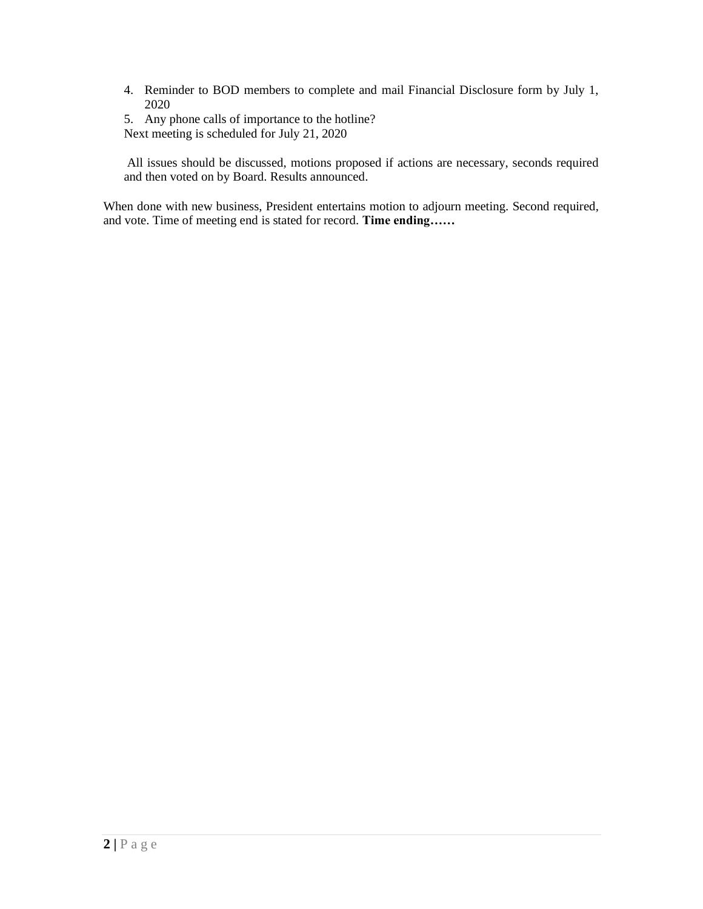4. Reminder to BOD members to complete and mail Financial Disclosure form by July 1, 2020
5. Any phone calls of importance to the hotline?

Next meeting is scheduled for July 21, 2020

All issues should be discussed, motions proposed if actions are necessary, seconds required and then voted on by Board. Results announced.

When done with new business, President entertains motion to adjourn meeting. Second required, and vote. Time of meeting end is stated for record. **Time ending……**